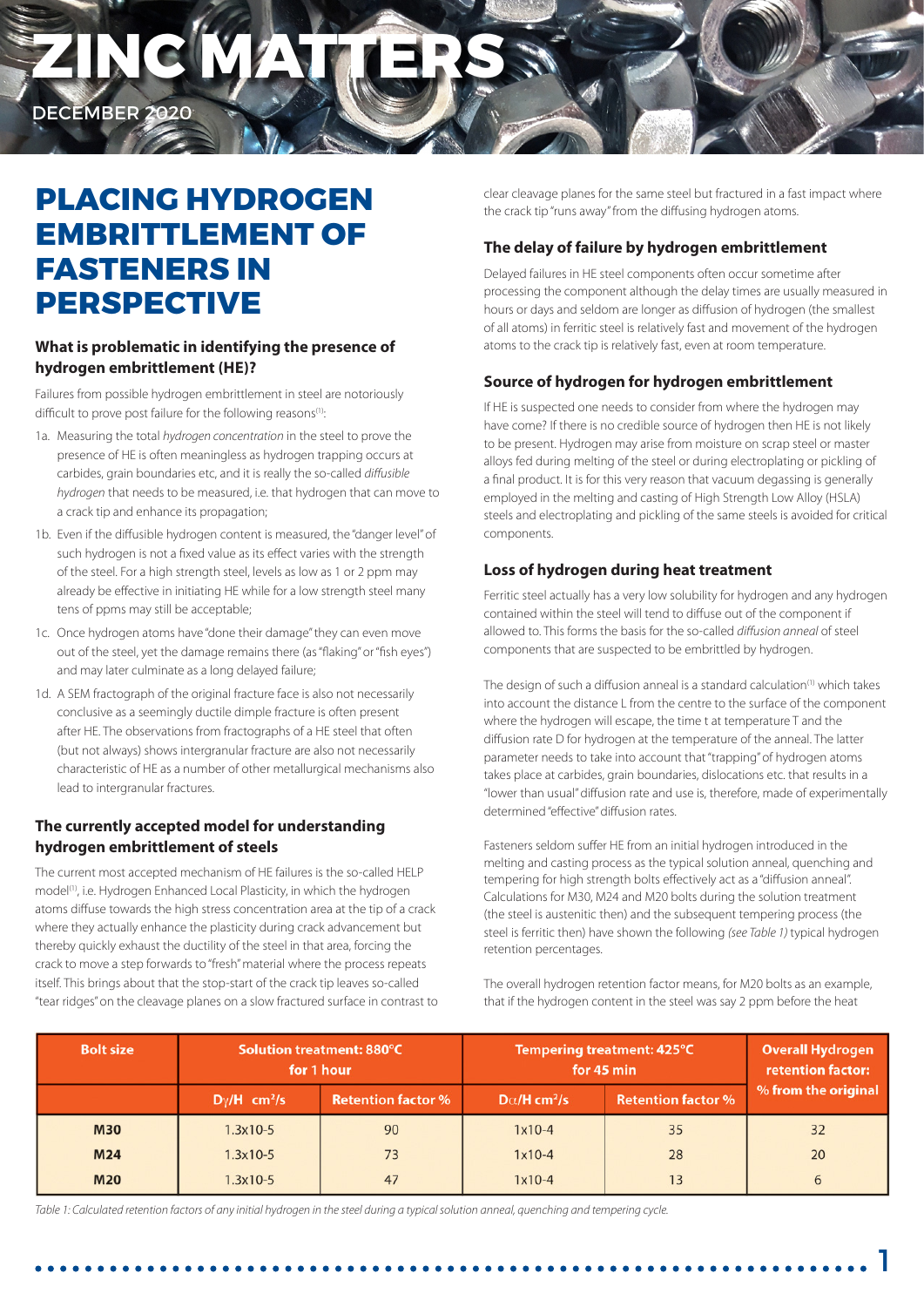# ZINC MATTERS

DECEMBER 2020

## PLACING HYDROGEN EMBRITTLEMENT OF FASTENERS IN PERSPECTIVE

### What is problematic in identifying the presence of hydrogen embrittlement (HE)?

Failures from possible hydrogen embrittlement in steel are notoriously difficult to prove post failure for the following reasons[1]:

1a. Measuring the total *hydrogen concentration* in the steel to prove the presence of HE is often meaningless as hydrogen trapping occurs at carbides, grain boundaries etc, and it is really the so-called *diffusible hydrogen* that needs to be measured, i.e. that hydrogen that can move to a crack tip and enhance its propagation;

1b. Even if the diffusible hydrogen content is measured, the "danger level" of such hydrogen is not a fixed value as its effect varies with the strength of the steel. For a high strength steel, levels as low as 1 or 2 ppm may already be effective in initiating HE while for a low strength steel many tens of ppms may still be acceptable;

1c. Once hydrogen atoms have "done their damage" they can even move out of the steel, yet the damage remains there (as "flaking" or "fish eyes") and may later culminate as a long delayed failure;

1d. A SEM fractograph of the original fracture face is also not necessarily conclusive as a seemingly ductile dimple fracture is often present after HE. The observations from fractographs of a HE steel that often (but not always) shows intergranular fracture are also not necessarily characteristic of HE as a number of other metallurgical mechanisms also lead to intergranular fractures.

### The currently accepted model for understanding hydrogen embrittlement of steels

The current most accepted mechanism of HE failures is the so-called HELP model[1], i.e. Hydrogen Enhanced Local Plasticity, in which the hydrogen atoms diffuse towards the high stress concentration area at the tip of a crack where they actually enhance the plasticity during crack advancement but thereby quickly exhaust the ductility of the steel in that area, forcing the crack to move a step forwards to "fresh" material where the process repeats itself. This brings about that the stop-start of the crack tip leaves so-called "tear ridges" on the cleavage planes on a slow fractured surface in contrast to clear cleavage planes for the same steel but fractured in a fast impact where the crack tip "runs away" from the diffusing hydrogen atoms.

### The delay of failure by hydrogen embrittlement

Delayed failures in HE steel components often occur sometime after processing the component although the delay times are usually measured in hours or days and seldom are longer as diffusion of hydrogen (the smallest of all atoms) in ferritic steel is relatively fast and movement of the hydrogen atoms to the crack tip is relatively fast, even at room temperature.

### Source of hydrogen for hydrogen embrittlement

If HE is suspected one needs to consider from where the hydrogen may have come? If there is no credible source of hydrogen then HE is not likely to be present. Hydrogen may arise from moisture on scrap steel or master alloys fed during melting of the steel or during electroplating or pickling of a final product. It is for this very reason that vacuum degassing is generally employed in the melting and casting of High Strength Low Alloy (HSLA) steels and electroplating and pickling of the same steels is avoided for critical components.

### Loss of hydrogen during heat treatment

Ferritic steel actually has a very low solubility for hydrogen and any hydrogen contained within the steel will tend to diffuse out of the component if allowed to. This forms the basis for the so-called *diffusion anneal* of steel components that are suspected to be embrittled by hydrogen.

The design of such a diffusion anneal is a standard calculation[1] which takes into account the distance L from the centre to the surface of the component where the hydrogen will escape, the time t at temperature T and the diffusion rate D for hydrogen at the temperature of the anneal. The latter parameter needs to take into account that "trapping" of hydrogen atoms takes place at carbides, grain boundaries, dislocations etc. that results in a "lower than usual" diffusion rate and use is, therefore, made of experimentally determined "effective" diffusion rates.

Fasteners seldom suffer HE from an initial hydrogen introduced in the melting and casting process as the typical solution anneal, quenching and tempering for high strength bolts effectively act as a "diffusion anneal". Calculations for M30, M24 and M20 bolts during the solution treatment (the steel is austenitic then) and the subsequent tempering process (the steel is ferritic then) have shown the following *(see Table 1)* typical hydrogen retention percentages.

The overall hydrogen retention factor means, for M20 bolts as an example, that if the hydrogen content in the steel was say 2 ppm before the heat

| Bolt size | Solution treatment: 880°C for 1 hour | | Tempering treatment: 425°C for 45 min | | Overall Hydrogen retention factor: % from the original |
|---|---|---|---|---|---|
| | $D\gamma/H$ cm²/s | Retention factor % | $D\alpha/H$ cm²/s | Retention factor % | |
| M30 | 1.3x10-5 | 90 | 1x10-4 | 35 | 32 |
| M24 | 1.3x10-5 | 73 | 1x10-4 | 28 | 20 |
| M20 | 1.3x10-5 | 47 | 1x10-4 | 13 | 6 |

*Table 1: Calculated retention factors of any initial hydrogen in the steel during a typical solution anneal, quenching and tempering cycle.*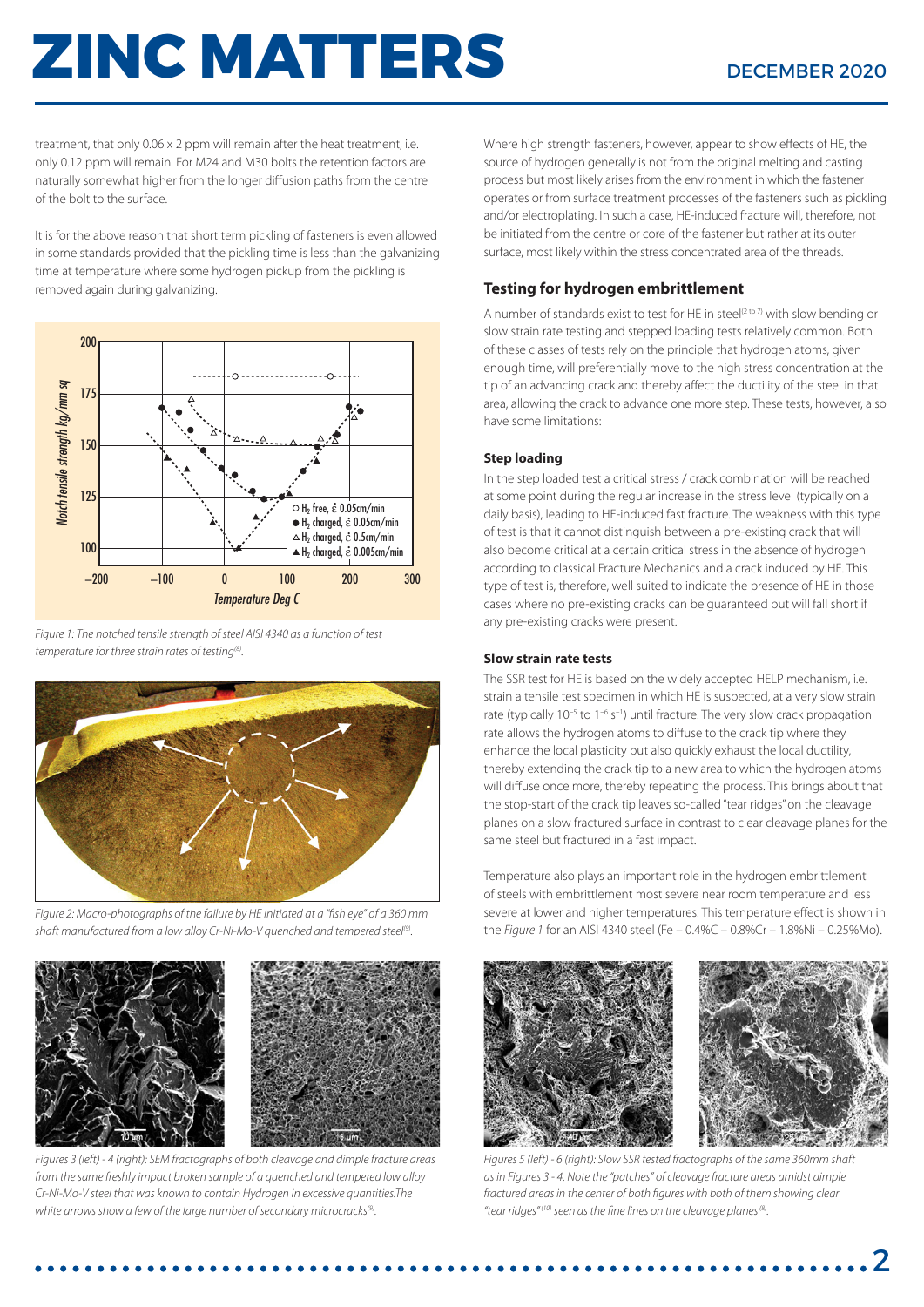treatment, that only 0.06 x 2 ppm will remain after the heat treatment, i.e. only 0.12 ppm will remain. For M24 and M30 bolts the retention factors are naturally somewhat higher from the longer diffusion paths from the centre of the bolt to the surface.

It is for the above reason that short term pickling of fasteners is even allowed in some standards provided that the pickling time is less than the galvanizing time at temperature where some hydrogen pickup from the pickling is removed again during galvanizing.

*Figure 1: The notched tensile strength of steel AISI 4340 as a function of test temperature for three strain rates of testing[8].*

*Figure 2: Macro-photographs of the failure by HE initiated at a "fish eye" of a 360 mm shaft manufactured from a low alloy Cr-Ni-Mo-V quenched and tempered steel[9].*

*Figures 3 (left) - 4 (right): SEM fractographs of both cleavage and dimple fracture areas from the same freshly impact broken sample of a quenched and tempered low alloy Cr-Ni-Mo-V steel that was known to contain Hydrogen in excessive quantities.The white arrows show a few of the large number of secondary microcracks[9].*

Where high strength fasteners, however, appear to show effects of HE, the source of hydrogen generally is not from the original melting and casting process but most likely arises from the environment in which the fastener operates or from surface treatment processes of the fasteners such as pickling and/or electroplating. In such a case, HE-induced fracture will, therefore, not be initiated from the centre or core of the fastener but rather at its outer surface, most likely within the stress concentrated area of the threads.

## Testing for hydrogen embrittlement

A number of standards exist to test for HE in steel[2 to 7] with slow bending or slow strain rate testing and stepped loading tests relatively common. Both of these classes of tests rely on the principle that hydrogen atoms, given enough time, will preferentially move to the high stress concentration at the tip of an advancing crack and thereby affect the ductility of the steel in that area, allowing the crack to advance one more step. These tests, however, also have some limitations:

### Step loading

In the step loaded test a critical stress / crack combination will be reached at some point during the regular increase in the stress level (typically on a daily basis), leading to HE-induced fast fracture. The weakness with this type of test is that it cannot distinguish between a pre-existing crack that will also become critical at a certain critical stress in the absence of hydrogen according to classical Fracture Mechanics and a crack induced by HE. This type of test is, therefore, well suited to indicate the presence of HE in those cases where no pre-existing cracks can be guaranteed but will fall short if any pre-existing cracks were present.

### Slow strain rate tests

The SSR test for HE is based on the widely accepted HELP mechanism, i.e. strain a tensile test specimen in which HE is suspected, at a very slow strain rate (typically $10^{-5}$ to $1^{-6}$ $s^{-1}$) until fracture. The very slow crack propagation rate allows the hydrogen atoms to diffuse to the crack tip where they enhance the local plasticity but also quickly exhaust the local ductility, thereby extending the crack tip to a new area to which the hydrogen atoms will diffuse once more, thereby repeating the process. This brings about that the stop-start of the crack tip leaves so-called "tear ridges" on the cleavage planes on a slow fractured surface in contrast to clear cleavage planes for the same steel but fractured in a fast impact.

Temperature also plays an important role in the hydrogen embrittlement of steels with embrittlement most severe near room temperature and less severe at lower and higher temperatures. This temperature effect is shown in the *Figure 1* for an AISI 4340 steel (Fe – 0.4%C – 0.8%Cr – 1.8%Ni – 0.25%Mo).

*Figures 5 (left) - 6 (right): Slow SSR tested fractographs of the same 360mm shaft as in Figures 3 - 4. Note the "patches" of cleavage fracture areas amidst dimple fractured areas in the center of both figures with both of them showing clear "tear ridges"[10] seen as the fine lines on the cleavage planes[8].*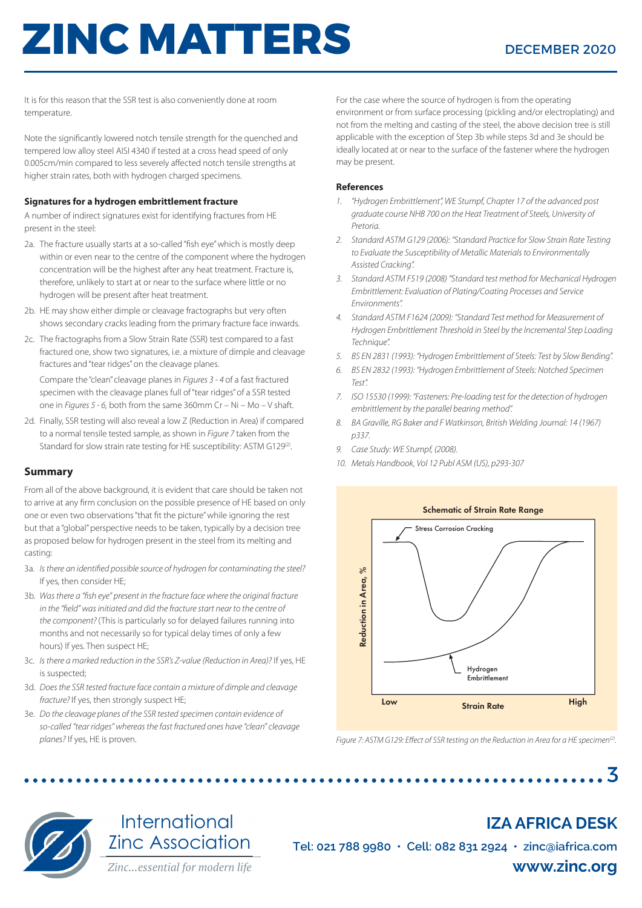It is for this reason that the SSR test is also conveniently done at room temperature.

Note the significantly lowered notch tensile strength for the quenched and tempered low alloy steel AISI 4340 if tested at a cross head speed of only 0.005cm/min compared to less severely affected notch tensile strengths at higher strain rates, both with hydrogen charged specimens.

**Signatures for a hydrogen embrittlement fracture**

A number of indirect signatures exist for identifying fractures from HE present in the steel:

2a. The fracture usually starts at a so-called "fish eye" which is mostly deep within or even near to the centre of the component where the hydrogen concentration will be the highest after any heat treatment. Fracture is, therefore, unlikely to start at or near to the surface where little or no hydrogen will be present after heat treatment.

2b. HE may show either dimple or cleavage fractographs but very often shows secondary cracks leading from the primary fracture face inwards.

2c. The fractographs from a Slow Strain Rate (SSR) test compared to a fast fractured one, show two signatures, i.e. a mixture of dimple and cleavage fractures and "tear ridges" on the cleavage planes.

Compare the "clean" cleavage planes in *Figures 3 - 4* of a fast fractured specimen with the cleavage planes full of "tear ridges" of a SSR tested one in *Figures 5 - 6,* both from the same 360mm Cr – Ni – Mo – V shaft.

2d. Finally, SSR testing will also reveal a low Z (Reduction in Area) if compared to a normal tensile tested sample, as shown in *Figure 7* taken from the Standard for slow strain rate testing for HE susceptibility: ASTM G129[2].

## Summary

From all of the above background, it is evident that care should be taken not to arrive at any firm conclusion on the possible presence of HE based on only one or even two observations "that fit the picture" while ignoring the rest but that a "global" perspective needs to be taken, typically by a decision tree as proposed below for hydrogen present in the steel from its melting and casting:

3a. *Is there an identified possible source of hydrogen for contaminating the steel?* If yes, then consider HE;

3b. *Was there a "fish eye" present in the fracture face where the original fracture in the "field" was initiated and did the fracture start near to the centre of the component?* (This is particularly so for delayed failures running into months and not necessarily so for typical delay times of only a few hours) If yes. Then suspect HE;

3c. *Is there a marked reduction in the SSR's Z-value (Reduction in Area)?* If yes, HE is suspected;

3d. *Does the SSR tested fracture face contain a mixture of dimple and cleavage fracture?* If yes, then strongly suspect HE;

3e. *Do the cleavage planes of the SSR tested specimen contain evidence of so-called "tear ridges" whereas the fast fractured ones have "clean" cleavage planes?* If yes, HE is proven.

For the case where the source of hydrogen is from the operating environment or from surface processing (pickling and/or electroplating) and not from the melting and casting of the steel, the above decision tree is still applicable with the exception of Step 3b while steps 3d and 3e should be ideally located at or near to the surface of the fastener where the hydrogen may be present.

**References**

1. *"Hydrogen Embrittlement", WE Stumpf, Chapter 17 of the advanced post graduate course NHB 700 on the Heat Treatment of Steels, University of Pretoria.*
2. *Standard ASTM G129 (2006): "Standard Practice for Slow Strain Rate Testing to Evaluate the Susceptibility of Metallic Materials to Environmentally Assisted Cracking".*
3. *Standard ASTM F519 (2008) "Standard test method for Mechanical Hydrogen Embrittlement: Evaluation of Plating/Coating Processes and Service Environments".*
4. *Standard ASTM F1624 (2009): "Standard Test method for Measurement of Hydrogen Embrittlement Threshold in Steel by the Incremental Step Loading Technique".*
5. *BS EN 2831 (1993): "Hydrogen Embrittlement of Steels: Test by Slow Bending".*
6. *BS EN 2832 (1993): "Hydrogen Embrittlement of Steels: Notched Specimen Test".*
7. *ISO 15530 (1999): "Fasteners: Pre-loading test for the detection of hydrogen embrittlement by the parallel bearing method".*
8. *BA Graville, RG Baker and F Watkinson, British Welding Journal: 14 (1967) p337.*
9. *Case Study: WE Stumpf, (2008).*
10. *Metals Handbook, Vol 12 Publ ASM (US), p293-307*

Schematic of Strain Rate Range

Stress Corrosion Cracking

Reduction in Area, %

Hydrogen Embrittlement

Low

Strain Rate

High

*Figure 7: ASTM G129: Effect of SSR testing on the Reduction in Area for a HE specimen[2].*